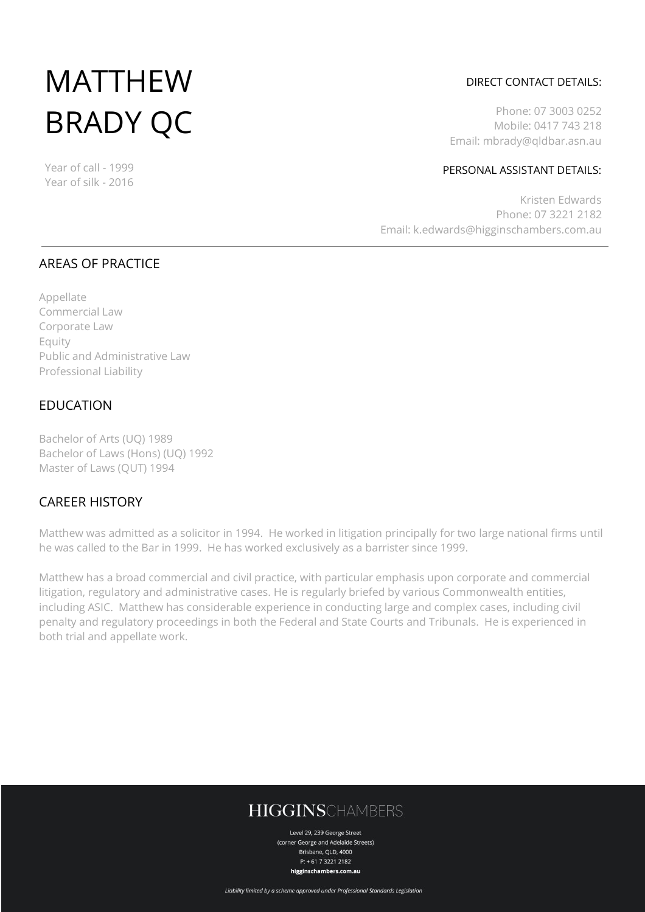# MATTHEW BRADY QC

Year of call - 1999
Year of silk - 2016

DIRECT CONTACT DETAILS:

Phone: 07 3003 0252
Mobile: 0417 743 218
Email: mbrady@qldbar.asn.au

PERSONAL ASSISTANT DETAILS:

Kristen Edwards
Phone: 07 3221 2182
Email: k.edwards@higginschambers.com.au

## AREAS OF PRACTICE

Appellate
Commercial Law
Corporate Law
Equity
Public and Administrative Law
Professional Liability

## EDUCATION

Bachelor of Arts (UQ) 1989
Bachelor of Laws (Hons) (UQ) 1992
Master of Laws (QUT) 1994

## CAREER HISTORY

Matthew was admitted as a solicitor in 1994. He worked in litigation principally for two large national firms until he was called to the Bar in 1999. He has worked exclusively as a barrister since 1999.

Matthew has a broad commercial and civil practice, with particular emphasis upon corporate and commercial litigation, regulatory and administrative cases. He is regularly briefed by various Commonwealth entities, including ASIC. Matthew has considerable experience in conducting large and complex cases, including civil penalty and regulatory proceedings in both the Federal and State Courts and Tribunals. He is experienced in both trial and appellate work.

**HIGGINS**CHAMBERS

Level 29, 239 George Street
(corner George and Adelaide Streets)
Brisbane, QLD, 4000
P: + 61 7 3221 2182
**higginschambers.com.au**

*Liability limited by a scheme approved under Professional Standards Legislation*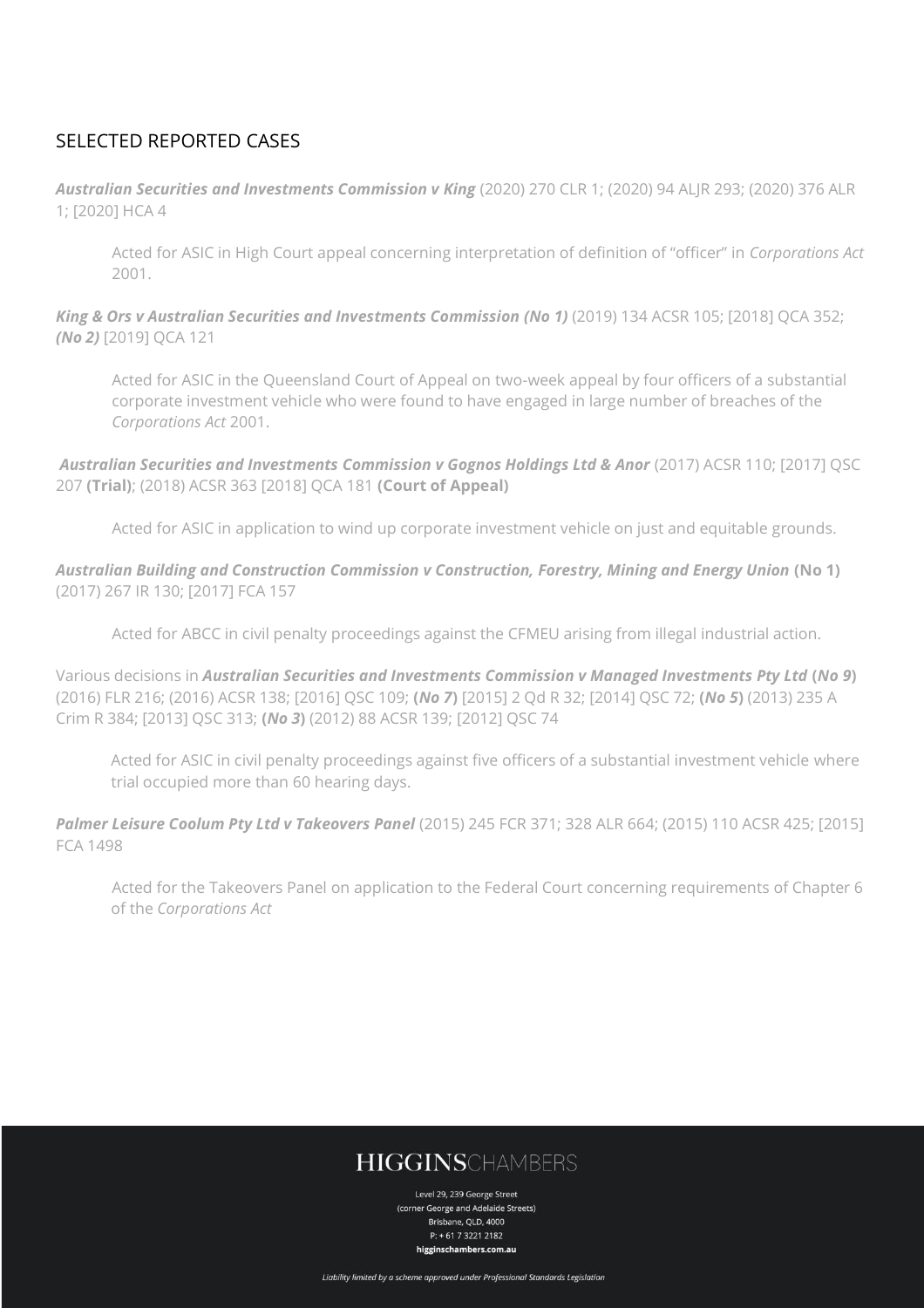## SELECTED REPORTED CASES

***Australian Securities and Investments Commission v King*** (2020) 270 CLR 1; (2020) 94 ALJR 293; (2020) 376 ALR 1; [2020] HCA 4

> Acted for ASIC in High Court appeal concerning interpretation of definition of "officer" in *Corporations Act* 2001.

***King & Ors v Australian Securities and Investments Commission (No 1)*** (2019) 134 ACSR 105; [2018] QCA 352; ***(No 2)*** [2019] QCA 121

> Acted for ASIC in the Queensland Court of Appeal on two-week appeal by four officers of a substantial corporate investment vehicle who were found to have engaged in large number of breaches of the *Corporations Act* 2001.

***Australian Securities and Investments Commission v Gognos Holdings Ltd & Anor*** (2017) ACSR 110; [2017] QSC 207 **(Trial)**; (2018) ACSR 363 [2018] QCA 181 **(Court of Appeal)**

> Acted for ASIC in application to wind up corporate investment vehicle on just and equitable grounds.

***Australian Building and Construction Commission v Construction, Forestry, Mining and Energy Union*** **(No 1)** (2017) 267 IR 130; [2017] FCA 157

> Acted for ABCC in civil penalty proceedings against the CFMEU arising from illegal industrial action.

Various decisions in ***Australian Securities and Investments Commission v Managed Investments Pty Ltd*** **(*No 9*)** (2016) FLR 216; (2016) ACSR 138; [2016] QSC 109; **(*No 7*)** [2015] 2 Qd R 32; [2014] QSC 72; **(*No 5*)** (2013) 235 A Crim R 384; [2013] QSC 313; **(*No 3*)** (2012) 88 ACSR 139; [2012] QSC 74

> Acted for ASIC in civil penalty proceedings against five officers of a substantial investment vehicle where trial occupied more than 60 hearing days.

***Palmer Leisure Coolum Pty Ltd v Takeovers Panel*** (2015) 245 FCR 371; 328 ALR 664; (2015) 110 ACSR 425; [2015] FCA 1498

> Acted for the Takeovers Panel on application to the Federal Court concerning requirements of Chapter 6 of the *Corporations Act*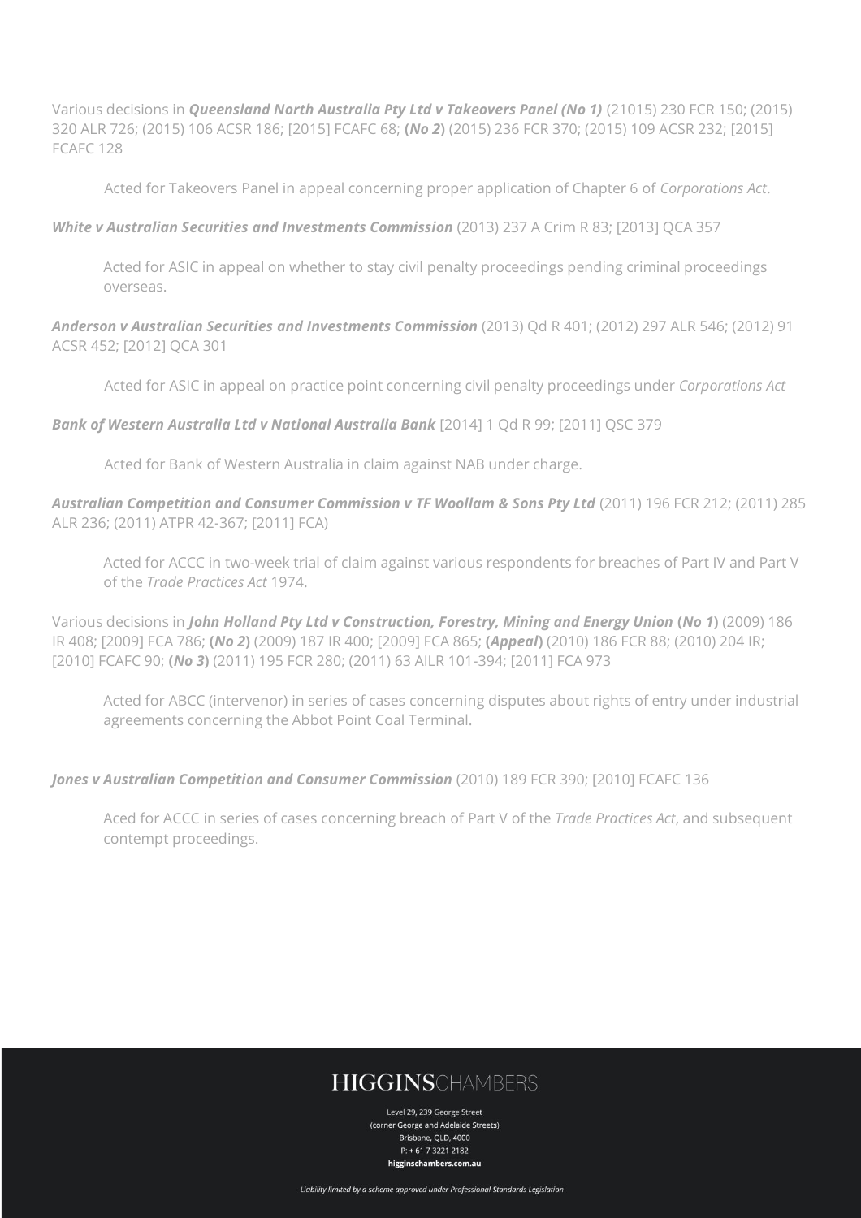Various decisions in ***Queensland North Australia Pty Ltd v Takeovers Panel (No 1)*** (21015) 230 FCR 150; (2015) 320 ALR 726; (2015) 106 ACSR 186; [2015] FCAFC 68; **(*No 2*)** (2015) 236 FCR 370; (2015) 109 ACSR 232; [2015] FCAFC 128

Acted for Takeovers Panel in appeal concerning proper application of Chapter 6 of *Corporations Act*.

***White v Australian Securities and Investments Commission*** (2013) 237 A Crim R 83; [2013] QCA 357

Acted for ASIC in appeal on whether to stay civil penalty proceedings pending criminal proceedings overseas.

***Anderson v Australian Securities and Investments Commission*** (2013) Qd R 401; (2012) 297 ALR 546; (2012) 91 ACSR 452; [2012] QCA 301

Acted for ASIC in appeal on practice point concerning civil penalty proceedings under *Corporations Act*

***Bank of Western Australia Ltd v National Australia Bank*** [2014] 1 Qd R 99; [2011] QSC 379

Acted for Bank of Western Australia in claim against NAB under charge.

***Australian Competition and Consumer Commission v TF Woollam & Sons Pty Ltd*** (2011) 196 FCR 212; (2011) 285 ALR 236; (2011) ATPR 42-367; [2011] FCA)

Acted for ACCC in two-week trial of claim against various respondents for breaches of Part IV and Part V of the *Trade Practices Act* 1974.

Various decisions in ***John Holland Pty Ltd v Construction, Forestry, Mining and Energy Union* (*No 1*)** (2009) 186 IR 408; [2009] FCA 786; **(*No 2*)** (2009) 187 IR 400; [2009] FCA 865; **(*Appeal*)** (2010) 186 FCR 88; (2010) 204 IR; [2010] FCAFC 90; **(*No 3*)** (2011) 195 FCR 280; (2011) 63 AILR 101-394; [2011] FCA 973

Acted for ABCC (intervenor) in series of cases concerning disputes about rights of entry under industrial agreements concerning the Abbot Point Coal Terminal.

***Jones v Australian Competition and Consumer Commission*** (2010) 189 FCR 390; [2010] FCAFC 136

Aced for ACCC in series of cases concerning breach of Part V of the *Trade Practices Act*, and subsequent contempt proceedings.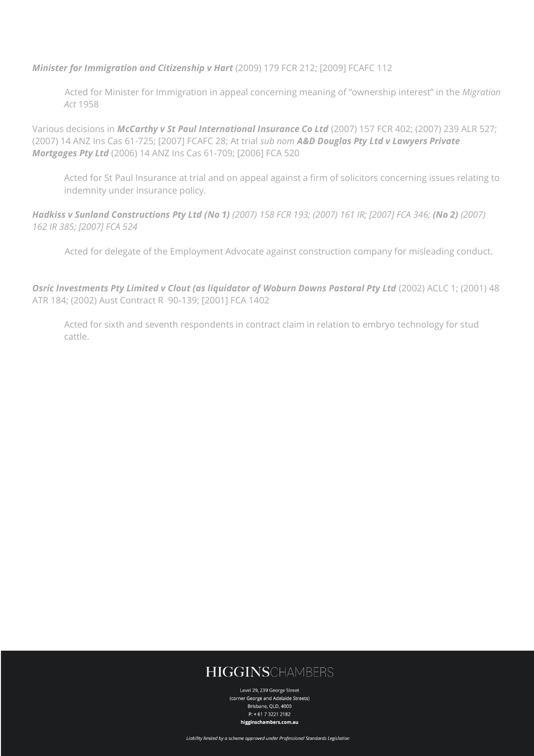***Minister for Immigration and Citizenship v Hart*** (2009) 179 FCR 212; [2009] FCAFC 112

Acted for Minister for Immigration in appeal concerning meaning of "ownership interest" in the *Migration Act* 1958

Various decisions in ***McCarthy v St Paul International Insurance Co Ltd*** (2007) 157 FCR 402; (2007) 239 ALR 527; (2007) 14 ANZ Ins Cas 61-725; [2007] FCAFC 28; At trial *sub nom* ***A&D Douglas Pty Ltd v Lawyers Private Mortgages Pty Ltd*** (2006) 14 ANZ Ins Cas 61-709; [2006] FCA 520

Acted for St Paul Insurance at trial and on appeal against a firm of solicitors concerning issues relating to indemnity under insurance policy.

***Hadkiss v Sunland Constructions Pty Ltd (No 1)*** *(2007) 158 FCR 193; (2007) 161 IR; [2007] FCA 346;* ***(No 2)*** *(2007) 162 IR 385; [2007] FCA 524*

Acted for delegate of the Employment Advocate against construction company for misleading conduct.

***Osric Investments Pty Limited v Clout (as liquidator of Woburn Downs Pastoral Pty Ltd*** (2002) ACLC 1; (2001) 48 ATR 184; (2002) Aust Contract R 90-139; [2001] FCA 1402

Acted for sixth and seventh respondents in contract claim in relation to embryo technology for stud cattle.